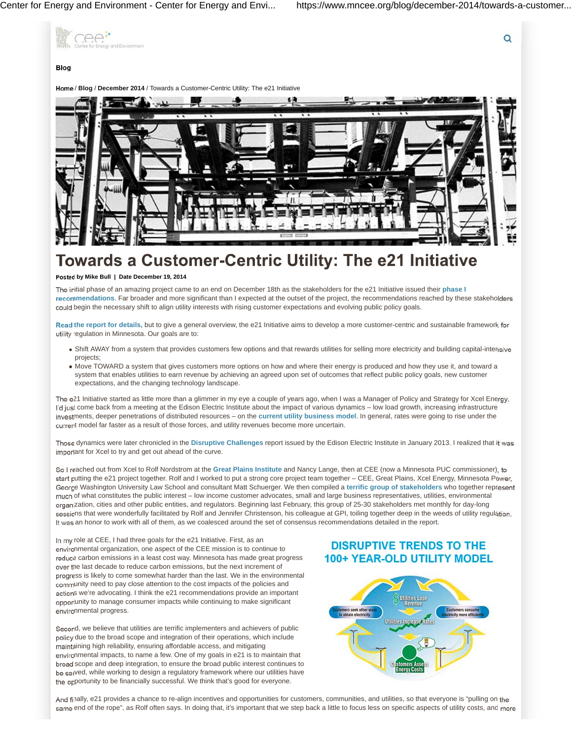Blog

Home / Blog / December 2014 / Towards a Customer-Centric Utility: The e21 Initiative

# Towards a Customer-Centric Utility: The e21 Initiative

**Posted by Mike Bull | Date December 19, 2014**

The initial phase of an amazing project came to an end on December 18th as the stakeholders for the e21 Initiative issued their **phase I recommendations**. Far broader and more significant than I expected at the outset of the project, the recommendations reached by these stakeholders could begin the necessary shift to align utility interests with rising customer expectations and evolving public policy goals.

**Read the report for details,** but to give a general overview, the e21 Initiative aims to develop a more customer-centric and sustainable framework for utility regulation in Minnesota. Our goals are to:

- Shift AWAY from a system that provides customers few options and that rewards utilities for selling more electricity and building capital-intensive projects;
- Move TOWARD a system that gives customers more options on how and where their energy is produced and how they use it, and toward a system that enables utilities to earn revenue by achieving an agreed upon set of outcomes that reflect public policy goals, new customer expectations, and the changing technology landscape.

The e21 Initiative started as little more than a glimmer in my eye a couple of years ago, when I was a Manager of Policy and Strategy for Xcel Energy. I'd just come back from a meeting at the Edison Electric Institute about the impact of various dynamics – low load growth, increasing infrastructure investments, deeper penetrations of distributed resources – on the **current utility business model**. In general, rates were going to rise under the current model far faster as a result of those forces, and utility revenues become more uncertain.

Those dynamics were later chronicled in the **Disruptive Challenges** report issued by the Edison Electric Institute in January 2013. I realized that it was important for Xcel to try and get out ahead of the curve.

So I reached out from Xcel to Rolf Nordstrom at the **Great Plains Institute** and Nancy Lange, then at CEE (now a Minnesota PUC commissioner), to start putting the e21 project together. Rolf and I worked to put a strong core project team together – CEE, Great Plains, Xcel Energy, Minnesota Power, George Washington University Law School and consultant Matt Schuerger. We then compiled a **terrific group of stakeholders** who together represent much of what constitutes the public interest – low income customer advocates, small and large business representatives, utilities, environmental organization, cities and other public entities, and regulators. Beginning last February, this group of 25-30 stakeholders met monthly for day-long sessions that were wonderfully facilitated by Rolf and Jennifer Christenson, his colleague at GPI, toiling together deep in the weeds of utility regulation. It was an honor to work with all of them, as we coalesced around the set of consensus recommendations detailed in the report.

In my role at CEE, I had three goals for the e21 Initiative. First, as an environmental organization, one aspect of the CEE mission is to continue to reduce carbon emissions in a least cost way. Minnesota has made great progress over the last decade to reduce carbon emissions, but the next increment of progress is likely to come somewhat harder than the last. We in the environmental community need to pay close attention to the cost impacts of the policies and actions we're advocating. I think the e21 recommendations provide an important opportunity to manage consumer impacts while continuing to make significant environmental progress.

Second, we believe that utilities are terrific implementers and achievers of public policy due to the broad scope and integration of their operations, which include maintaining high reliability, ensuring affordable access, and mitigating environmental impacts, to name a few. One of my goals in e21 is to maintain that broad scope and deep integration, to ensure the broad public interest continues to be served, while working to design a regulatory framework where our utilities have the opportunity to be financially successful. We think that's good for everyone.

DISRUPTIVE TRENDS TO THE 100+ YEAR-OLD UTILITY MODEL

Utilities Lose Revenue · Customers seek other ways to obtain electricity · Customers consume electricity more efficiently · Utilities Increase Rates · Customers Assess Energy Costs

And finally, e21 provides a chance to re-align incentives and opportunities for customers, communities, and utilities, so that everyone is "pulling on the same end of the rope", as Rolf often says. In doing that, it's important that we step back a little to focus less on specific aspects of utility costs, and more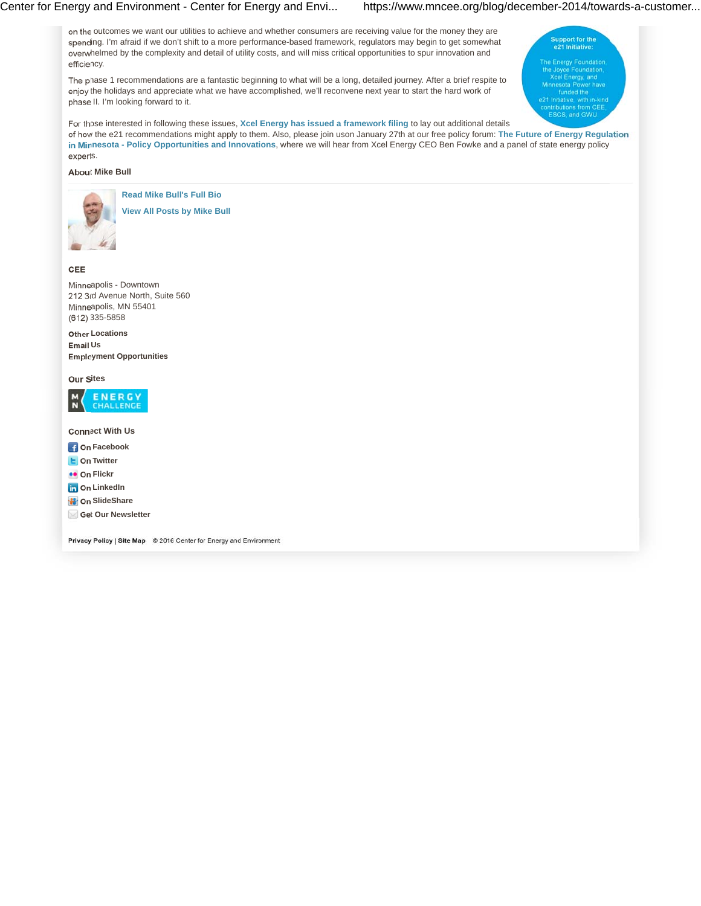on the outcomes we want our utilities to achieve and whether consumers are receiving value for the money they are spending. I'm afraid if we don't shift to a more performance-based framework, regulators may begin to get somewhat overwhelmed by the complexity and detail of utility costs, and will miss critical opportunities to spur innovation and efficiency.

The phase 1 recommendations are a fantastic beginning to what will be a long, detailed journey. After a brief respite to enjoy the holidays and appreciate what we have accomplished, we'll reconvene next year to start the hard work of phase II. I'm looking forward to it.

**Support for the e21 Initiative:**

The Energy Foundation, the Joyce Foundation, Xcel Energy, and Minnesota Power have funded the e21 Initiative, with in-kind contributions from CEE, ESCS, and GWU.

For those interested in following these issues, **Xcel Energy has issued a framework filing** to lay out additional details of how the e21 recommendations might apply to them. Also, please join uson January 27th at our free policy forum: **The Future of Energy Regulation in Minnesota - Policy Opportunities and Innovations**, where we will hear from Xcel Energy CEO Ben Fowke and a panel of state energy policy experts.

**About Mike Bull**

**Read Mike Bull's Full Bio**

**View All Posts by Mike Bull**

**CEE**

Minneapolis - Downtown
212 3rd Avenue North, Suite 560
Minneapolis, MN 55401
(612) 335-5858

**Other Locations**
**Email Us**
**Employment Opportunities**

**Our Sites**

MN ENERGY CHALLENGE

**Connect With Us**

**On Facebook**
**On Twitter**
**On Flickr**
**On LinkedIn**
**On SlideShare**
**Get Our Newsletter**

**Privacy Policy** | **Site Map** © 2016 Center for Energy and Environment